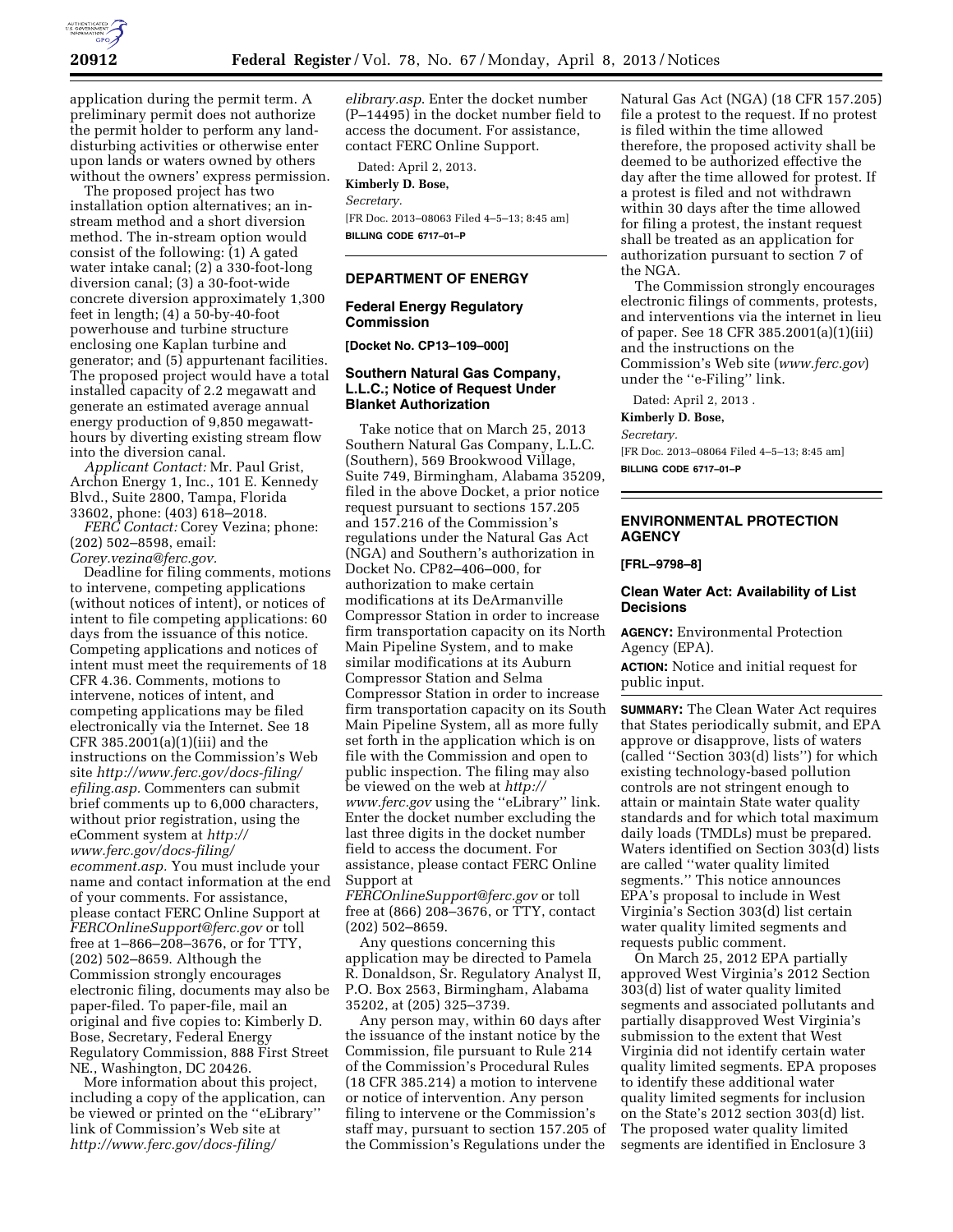application during the permit term. A preliminary permit does not authorize the permit holder to perform any land-disturbing activities or otherwise enter upon lands or waters owned by others without the owners' express permission.

The proposed project has two installation option alternatives; an in-stream method and a short diversion method. The in-stream option would consist of the following: (1) A gated water intake canal; (2) a 330-foot-long diversion canal; (3) a 30-foot-wide concrete diversion approximately 1,300 feet in length; (4) a 50-by-40-foot powerhouse and turbine structure enclosing one Kaplan turbine and generator; and (5) appurtenant facilities. The proposed project would have a total installed capacity of 2.2 megawatt and generate an estimated average annual energy production of 9,850 megawatt-hours by diverting existing stream flow into the diversion canal.

*Applicant Contact:* Mr. Paul Grist, Archon Energy 1, Inc., 101 E. Kennedy Blvd., Suite 2800, Tampa, Florida 33602, phone: (403) 618–2018.

*FERC Contact:* Corey Vezina; phone: (202) 502–8598, email: *Corey.vezina@ferc.gov.*

Deadline for filing comments, motions to intervene, competing applications (without notices of intent), or notices of intent to file competing applications: 60 days from the issuance of this notice. Competing applications and notices of intent must meet the requirements of 18 CFR 4.36. Comments, motions to intervene, notices of intent, and competing applications may be filed electronically via the Internet. See 18 CFR 385.2001(a)(1)(iii) and the instructions on the Commission's Web site *http://www.ferc.gov/docs-filing/efiling.asp.* Commenters can submit brief comments up to 6,000 characters, without prior registration, using the eComment system at *http://www.ferc.gov/docs-filing/ecomment.asp.* You must include your name and contact information at the end of your comments. For assistance, please contact FERC Online Support at *FERCOnlineSupport@ferc.gov* or toll free at 1–866–208–3676, or for TTY, (202) 502–8659. Although the Commission strongly encourages electronic filing, documents may also be paper-filed. To paper-file, mail an original and five copies to: Kimberly D. Bose, Secretary, Federal Energy Regulatory Commission, 888 First Street NE., Washington, DC 20426.

More information about this project, including a copy of the application, can be viewed or printed on the ''eLibrary'' link of Commission's Web site at *http://www.ferc.gov/docs-filing/elibrary.asp.* Enter the docket number (P–14495) in the docket number field to access the document. For assistance, contact FERC Online Support.

Dated: April 2, 2013.

**Kimberly D. Bose,**

*Secretary.*

[FR Doc. 2013–08063 Filed 4–5–13; 8:45 am]

**BILLING CODE 6717–01–P**

## DEPARTMENT OF ENERGY

### Federal Energy Regulatory Commission

**[Docket No. CP13–109–000]**

### Southern Natural Gas Company, L.L.C.; Notice of Request Under Blanket Authorization

Take notice that on March 25, 2013 Southern Natural Gas Company, L.L.C. (Southern), 569 Brookwood Village, Suite 749, Birmingham, Alabama 35209, filed in the above Docket, a prior notice request pursuant to sections 157.205 and 157.216 of the Commission's regulations under the Natural Gas Act (NGA) and Southern's authorization in Docket No. CP82–406–000, for authorization to make certain modifications at its DeArmanville Compressor Station in order to increase firm transportation capacity on its North Main Pipeline System, and to make similar modifications at its Auburn Compressor Station and Selma Compressor Station in order to increase firm transportation capacity on its South Main Pipeline System, all as more fully set forth in the application which is on file with the Commission and open to public inspection. The filing may also be viewed on the web at *http://www.ferc.gov* using the ''eLibrary'' link. Enter the docket number excluding the last three digits in the docket number field to access the document. For assistance, please contact FERC Online Support at *FERCOnlineSupport@ferc.gov* or toll free at (866) 208–3676, or TTY, contact (202) 502–8659.

Any questions concerning this application may be directed to Pamela R. Donaldson, Sr. Regulatory Analyst II, P.O. Box 2563, Birmingham, Alabama 35202, at (205) 325–3739.

Any person may, within 60 days after the issuance of the instant notice by the Commission, file pursuant to Rule 214 of the Commission's Procedural Rules (18 CFR 385.214) a motion to intervene or notice of intervention. Any person filing to intervene or the Commission's staff may, pursuant to section 157.205 of the Commission's Regulations under the Natural Gas Act (NGA) (18 CFR 157.205) file a protest to the request. If no protest is filed within the time allowed therefore, the proposed activity shall be deemed to be authorized effective the day after the time allowed for protest. If a protest is filed and not withdrawn within 30 days after the time allowed for filing a protest, the instant request shall be treated as an application for authorization pursuant to section 7 of the NGA.

The Commission strongly encourages electronic filings of comments, protests, and interventions via the internet in lieu of paper. See 18 CFR 385.2001(a)(1)(iii) and the instructions on the Commission's Web site (*www.ferc.gov*) under the ''e-Filing'' link.

Dated: April 2, 2013 .

**Kimberly D. Bose,**

*Secretary.*

[FR Doc. 2013–08064 Filed 4–5–13; 8:45 am]

**BILLING CODE 6717–01–P**

## ENVIRONMENTAL PROTECTION AGENCY

**[FRL–9798–8]**

### Clean Water Act: Availability of List Decisions

**AGENCY:** Environmental Protection Agency (EPA).

**ACTION:** Notice and initial request for public input.

**SUMMARY:** The Clean Water Act requires that States periodically submit, and EPA approve or disapprove, lists of waters (called ''Section 303(d) lists'') for which existing technology-based pollution controls are not stringent enough to attain or maintain State water quality standards and for which total maximum daily loads (TMDLs) must be prepared. Waters identified on Section 303(d) lists are called ''water quality limited segments.'' This notice announces EPA's proposal to include in West Virginia's Section 303(d) list certain water quality limited segments and requests public comment.

On March 25, 2012 EPA partially approved West Virginia's 2012 Section 303(d) list of water quality limited segments and associated pollutants and partially disapproved West Virginia's submission to the extent that West Virginia did not identify certain water quality limited segments. EPA proposes to identify these additional water quality limited segments for inclusion on the State's 2012 section 303(d) list. The proposed water quality limited segments are identified in Enclosure 3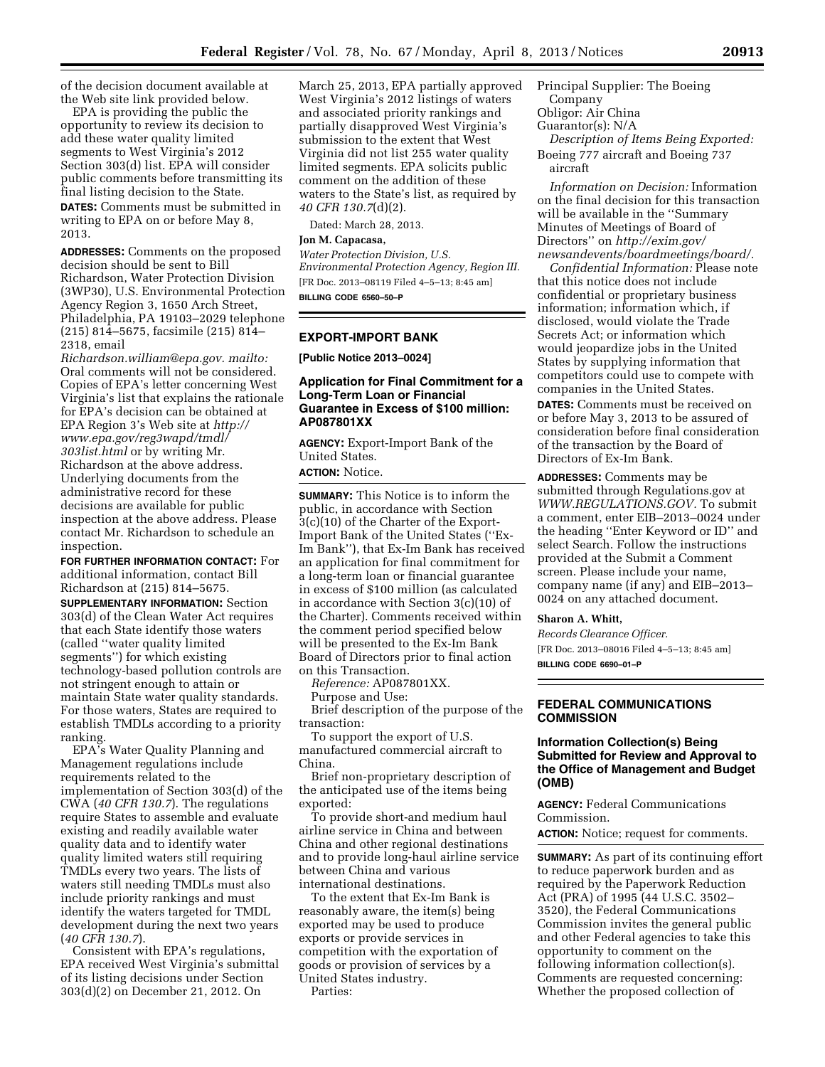of the decision document available at the Web site link provided below.

EPA is providing the public the opportunity to review its decision to add these water quality limited segments to West Virginia's 2012 Section 303(d) list. EPA will consider public comments before transmitting its final listing decision to the State.

**DATES:** Comments must be submitted in writing to EPA on or before May 8, 2013.

**ADDRESSES:** Comments on the proposed decision should be sent to Bill Richardson, Water Protection Division (3WP30), U.S. Environmental Protection Agency Region 3, 1650 Arch Street, Philadelphia, PA 19103–2029 telephone (215) 814–5675, facsimile (215) 814–2318, email *Richardson.william@epa.gov. mailto:* Oral comments will not be considered. Copies of EPA's letter concerning West Virginia's list that explains the rationale for EPA's decision can be obtained at EPA Region 3's Web site at *http://www.epa.gov/reg3wapd/tmdl/303list.html* or by writing Mr. Richardson at the above address. Underlying documents from the administrative record for these decisions are available for public inspection at the above address. Please contact Mr. Richardson to schedule an inspection.

**FOR FURTHER INFORMATION CONTACT:** For additional information, contact Bill Richardson at (215) 814–5675.

**SUPPLEMENTARY INFORMATION:** Section 303(d) of the Clean Water Act requires that each State identify those waters (called ''water quality limited segments'') for which existing technology-based pollution controls are not stringent enough to attain or maintain State water quality standards. For those waters, States are required to establish TMDLs according to a priority ranking.

EPA's Water Quality Planning and Management regulations include requirements related to the implementation of Section 303(d) of the CWA (*40 CFR 130.7*). The regulations require States to assemble and evaluate existing and readily available water quality data and to identify water quality limited waters still requiring TMDLs every two years. The lists of waters still needing TMDLs must also include priority rankings and must identify the waters targeted for TMDL development during the next two years (*40 CFR 130.7*).

Consistent with EPA's regulations, EPA received West Virginia's submittal of its listing decisions under Section 303(d)(2) on December 21, 2012. On March 25, 2013, EPA partially approved West Virginia's 2012 listings of waters and associated priority rankings and partially disapproved West Virginia's submission to the extent that West Virginia did not list 255 water quality limited segments. EPA solicits public comment on the addition of these waters to the State's list, as required by *40 CFR 130.7*(d)(2).

Dated: March 28, 2013.

**Jon M. Capacasa,**

*Water Protection Division, U.S. Environmental Protection Agency, Region III.*

[FR Doc. 2013–08119 Filed 4–5–13; 8:45 am]

**BILLING CODE 6560–50–P**

## EXPORT-IMPORT BANK

**[Public Notice 2013–0024]**

### Application for Final Commitment for a Long-Term Loan or Financial Guarantee in Excess of $100 million: AP087801XX

**AGENCY:** Export-Import Bank of the United States.

**ACTION:** Notice.

**SUMMARY:** This Notice is to inform the public, in accordance with Section 3(c)(10) of the Charter of the Export-Import Bank of the United States (''Ex-Im Bank''), that Ex-Im Bank has received an application for final commitment for a long-term loan or financial guarantee in excess of $100 million (as calculated in accordance with Section 3(c)(10) of the Charter). Comments received within the comment period specified below will be presented to the Ex-Im Bank Board of Directors prior to final action on this Transaction.

*Reference:* AP087801XX.

Purpose and Use:

Brief description of the purpose of the transaction:

To support the export of U.S. manufactured commercial aircraft to China.

Brief non-proprietary description of the anticipated use of the items being exported:

To provide short-and medium haul airline service in China and between China and other regional destinations and to provide long-haul airline service between China and various international destinations.

To the extent that Ex-Im Bank is reasonably aware, the item(s) being exported may be used to produce exports or provide services in competition with the exportation of goods or provision of services by a United States industry.

Parties:

Principal Supplier: The Boeing Company

Obligor: Air China

Guarantor(s): N/A

*Description of Items Being Exported:* Boeing 777 aircraft and Boeing 737 aircraft

*Information on Decision:* Information on the final decision for this transaction will be available in the ''Summary Minutes of Meetings of Board of Directors'' on *http://exim.gov/newsandevents/boardmeetings/board/.*

*Confidential Information:* Please note that this notice does not include confidential or proprietary business information; information which, if disclosed, would violate the Trade Secrets Act; or information which would jeopardize jobs in the United States by supplying information that competitors could use to compete with companies in the United States.

**DATES:** Comments must be received on or before May 3, 2013 to be assured of consideration before final consideration of the transaction by the Board of Directors of Ex-Im Bank.

**ADDRESSES:** Comments may be submitted through Regulations.gov at *WWW.REGULATIONS.GOV.* To submit a comment, enter EIB–2013–0024 under the heading ''Enter Keyword or ID'' and select Search. Follow the instructions provided at the Submit a Comment screen. Please include your name, company name (if any) and EIB–2013–0024 on any attached document.

**Sharon A. Whitt,**

*Records Clearance Officer.*

[FR Doc. 2013–08016 Filed 4–5–13; 8:45 am]

**BILLING CODE 6690–01–P**

## FEDERAL COMMUNICATIONS COMMISSION

### Information Collection(s) Being Submitted for Review and Approval to the Office of Management and Budget (OMB)

**AGENCY:** Federal Communications Commission.

**ACTION:** Notice; request for comments.

**SUMMARY:** As part of its continuing effort to reduce paperwork burden and as required by the Paperwork Reduction Act (PRA) of 1995 (44 U.S.C. 3502–3520), the Federal Communications Commission invites the general public and other Federal agencies to take this opportunity to comment on the following information collection(s). Comments are requested concerning: Whether the proposed collection of